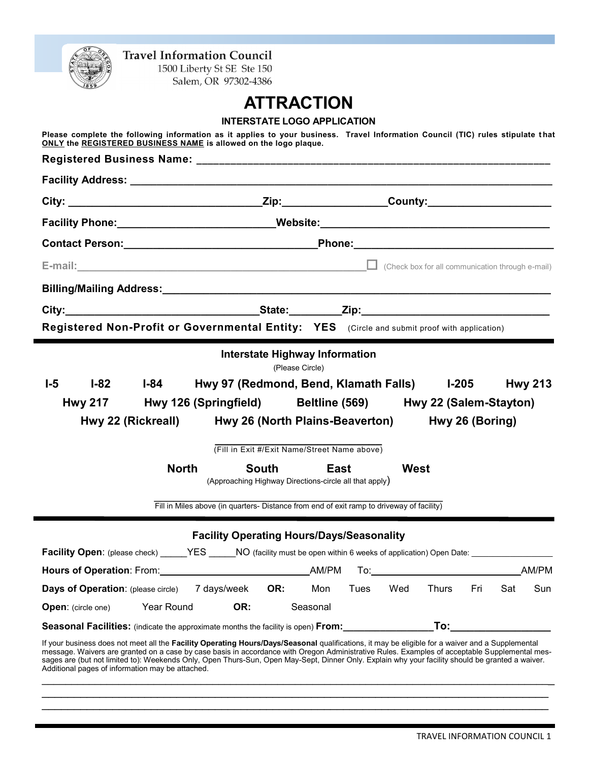**Travel Information Council**
1500 Liberty St SE Ste 150
Salem, OR 97302-4386

# ATTRACTION

## INTERSTATE LOGO APPLICATION

**Please complete the following information as it applies to your business. Travel Information Council (TIC) rules stipulate that ONLY the REGISTERED BUSINESS NAME is allowed on the logo plaque.**

**Registered Business Name:** ______________________________________________________________

**Facility Address:** ______________________________________________________________

**City:** ________________________________ **Zip:** ________________ **County:** ____________________

**Facility Phone:** __________________________ **Website:** ______________________________________

**Contact Person:** ________________________________ **Phone:** ________________________________

E-mail: ______________________________________________ ☐ (Check box for all communication through e-mail)

**Billing/Mailing Address:** ______________________________________________________________

**City:** ________________________________ **State:** _________ **Zip:** ______________________________

**Registered Non-Profit or Governmental Entity: YES** (Circle and submit proof with application)

---

### Interstate Highway Information

(Please Circle)

**I-5 I-82 I-84 Hwy 97 (Redmond, Bend, Klamath Falls) I-205 Hwy 213**

**Hwy 217 Hwy 126 (Springfield) Beltline (569) Hwy 22 (Salem-Stayton)**

**Hwy 22 (Rickreall) Hwy 26 (North Plains-Beaverton) Hwy 26 (Boring)**

______________________________
(Fill in Exit #/Exit Name/Street Name above)

**North South East West**
(Approaching Highway Directions-circle all that apply)

______________________________________________
Fill in Miles above (in quarters- Distance from end of exit ramp to driveway of facility)

---

### Facility Operating Hours/Days/Seasonality

**Facility Open**: (please check) _____YES _____NO (facility must be open within 6 weeks of application) Open Date: _________________

**Hours of Operation**: From: ___________________________ AM/PM To: ___________________________ AM/PM

**Days of Operation**: (please circle) 7 days/week **OR:** Mon Tues Wed Thurs Fri Sat Sun

**Open**: (circle one) Year Round **OR:** Seasonal

**Seasonal Facilities:** (indicate the approximate months the facility is open) **From:** ________________ **To:** _________________

If your business does not meet all the **Facility Operating Hours/Days/Seasonal** qualifications, it may be eligible for a waiver and a Supplemental message. Waivers are granted on a case by case basis in accordance with Oregon Administrative Rules. Examples of acceptable Supplemental messages are (but not limited to): Weekends Only, Open Thurs-Sun, Open May-Sept, Dinner Only. Explain why your facility should be granted a waiver. Additional pages of information may be attached.

______________________________________________________________________________________

______________________________________________________________________________________

______________________________________________________________________________________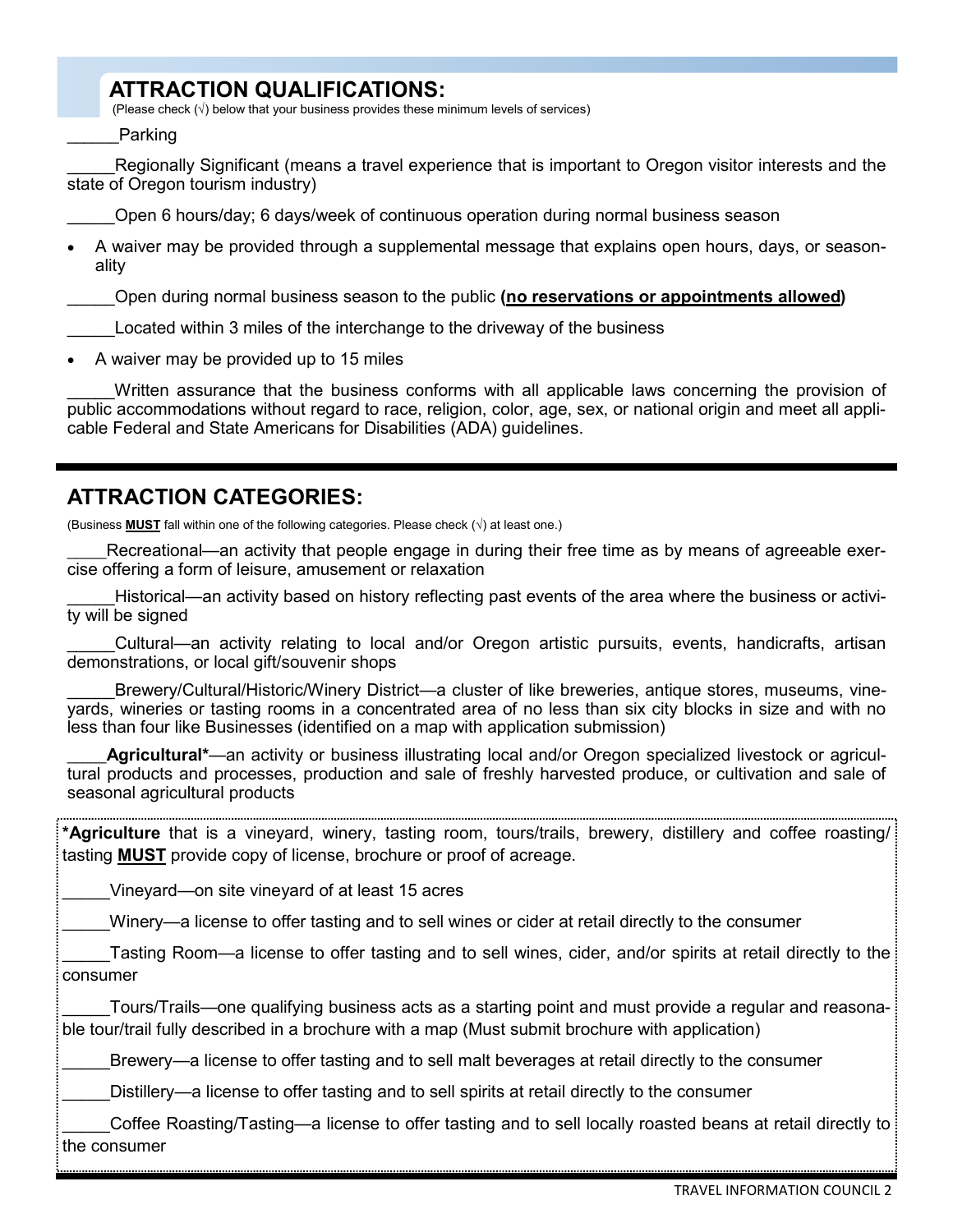## ATTRACTION QUALIFICATIONS:

(Please check (√) below that your business provides these minimum levels of services)

______Parking

_____Regionally Significant (means a travel experience that is important to Oregon visitor interests and the state of Oregon tourism industry)

_____Open 6 hours/day; 6 days/week of continuous operation during normal business season

- A waiver may be provided through a supplemental message that explains open hours, days, or seasonality

_____Open during normal business season to the public **(<u>no reservations or appointments allowed</u>)**

_____Located within 3 miles of the interchange to the driveway of the business

- A waiver may be provided up to 15 miles

_____Written assurance that the business conforms with all applicable laws concerning the provision of public accommodations without regard to race, religion, color, age, sex, or national origin and meet all applicable Federal and State Americans for Disabilities (ADA) guidelines.

---

## ATTRACTION CATEGORIES:

(Business **<u>MUST</u>** fall within one of the following categories. Please check (√) at least one.)

____Recreational—an activity that people engage in during their free time as by means of agreeable exercise offering a form of leisure, amusement or relaxation

_____Historical—an activity based on history reflecting past events of the area where the business or activity will be signed

_____Cultural—an activity relating to local and/or Oregon artistic pursuits, events, handicrafts, artisan demonstrations, or local gift/souvenir shops

_____Brewery/Cultural/Historic/Winery District—a cluster of like breweries, antique stores, museums, vineyards, wineries or tasting rooms in a concentrated area of no less than six city blocks in size and with no less than four like Businesses (identified on a map with application submission)

____**Agricultural***—an activity or business illustrating local and/or Oregon specialized livestock or agricultural products and processes, production and sale of freshly harvested produce, or cultivation and sale of seasonal agricultural products

**\*Agriculture** that is a vineyard, winery, tasting room, tours/trails, brewery, distillery and coffee roasting/ tasting **<u>MUST</u>** provide copy of license, brochure or proof of acreage.

_____Vineyard—on site vineyard of at least 15 acres

_____Winery—a license to offer tasting and to sell wines or cider at retail directly to the consumer

_____Tasting Room—a license to offer tasting and to sell wines, cider, and/or spirits at retail directly to the consumer

_____Tours/Trails—one qualifying business acts as a starting point and must provide a regular and reasonable tour/trail fully described in a brochure with a map (Must submit brochure with application)

_____Brewery—a license to offer tasting and to sell malt beverages at retail directly to the consumer

_____Distillery—a license to offer tasting and to sell spirits at retail directly to the consumer

_____Coffee Roasting/Tasting—a license to offer tasting and to sell locally roasted beans at retail directly to the consumer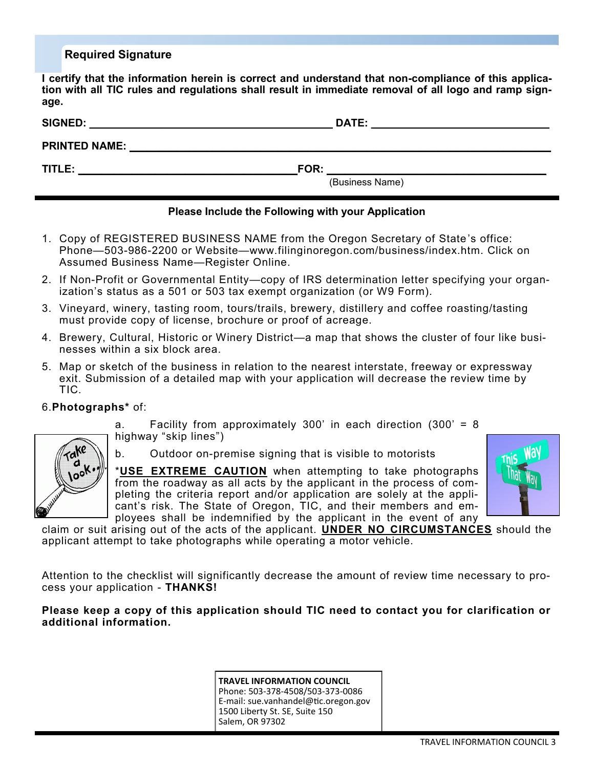## Required Signature

**I certify that the information herein is correct and understand that non-compliance of this application with all TIC rules and regulations shall result in immediate removal of all logo and ramp signage.**

**SIGNED:** ______________________________ **DATE:** ____________________

**PRINTED NAME:** ______________________________________________

**TITLE:** ____________________________ **FOR:** ____________________________
(Business Name)

---

**Please Include the Following with your Application**

1. Copy of REGISTERED BUSINESS NAME from the Oregon Secretary of State's office: Phone—503-986-2200 or Website—www.filinginoregon.com/business/index.htm. Click on Assumed Business Name—Register Online.
2. If Non-Profit or Governmental Entity—copy of IRS determination letter specifying your organization's status as a 501 or 503 tax exempt organization (or W9 Form).
3. Vineyard, winery, tasting room, tours/trails, brewery, distillery and coffee roasting/tasting must provide copy of license, brochure or proof of acreage.
4. Brewery, Cultural, Historic or Winery District—a map that shows the cluster of four like businesses within a six block area.
5. Map or sketch of the business in relation to the nearest interstate, freeway or expressway exit. Submission of a detailed map with your application will decrease the review time by TIC.
6. **Photographs*** of:
   a. Facility from approximately 300' in each direction (300' = 8 highway "skip lines")
   b. Outdoor on-premise signing that is visible to motorists

*__**USE EXTREME CAUTION**__ when attempting to take photographs from the roadway as all acts by the applicant in the process of completing the criteria report and/or application are solely at the applicant's risk. The State of Oregon, TIC, and their members and employees shall be indemnified by the applicant in the event of any claim or suit arising out of the acts of the applicant. __**UNDER NO CIRCUMSTANCES**__ should the applicant attempt to take photographs while operating a motor vehicle.

Attention to the checklist will significantly decrease the amount of review time necessary to process your application - **THANKS!**

**Please keep a copy of this application should TIC need to contact you for clarification or additional information.**

**TRAVEL INFORMATION COUNCIL**
Phone: 503-378-4508/503-373-0086
E-mail: sue.vanhandel@tic.oregon.gov
1500 Liberty St. SE, Suite 150
Salem, OR 97302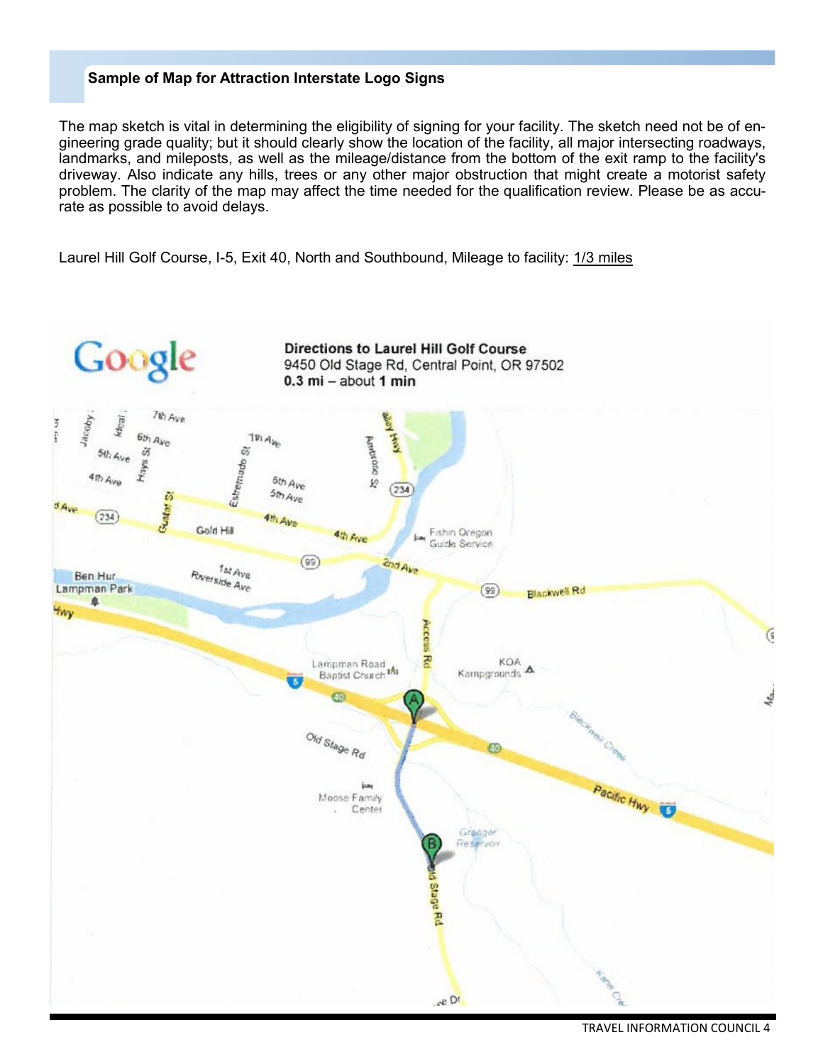## Sample of Map for Attraction Interstate Logo Signs

The map sketch is vital in determining the eligibility of signing for your facility. The sketch need not be of engineering grade quality; but it should clearly show the location of the facility, all major intersecting roadways, landmarks, and mileposts, as well as the mileage/distance from the bottom of the exit ramp to the facility's driveway. Also indicate any hills, trees or any other major obstruction that might create a motorist safety problem. The clarity of the map may affect the time needed for the qualification review. Please be as accurate as possible to avoid delays.

Laurel Hill Golf Course, I-5, Exit 40, North and Southbound, Mileage to facility: 1/3 miles

Google

**Directions to Laurel Hill Golf Course**
9450 Old Stage Rd, Central Point, OR 97502
**0.3 mi** – about **1 min**

7th Ave
Jacoby
Ideal
6th Ave
5th Ave
Hays St
4th Ave
Gustav St
7th Ave
Estremado St
6th Ave
5th Ave
4th Ave
Ambrose St
234
Gold Hill
4th Ave
99
2nd Ave
Fishin Oregon Guide Service
1st Ave
Riverside Ave
Ben Hur Lampman Park
Hwy
99
Blackwell Rd
Access Rd
Lampman Road Baptist Church
KOA Kampgrounds
5
40
A
Old Stage Rd
40
Blackwell Creek
Pacific Hwy
5
Moose Family Center
Granger Reservoir
B
Old Stage Rd